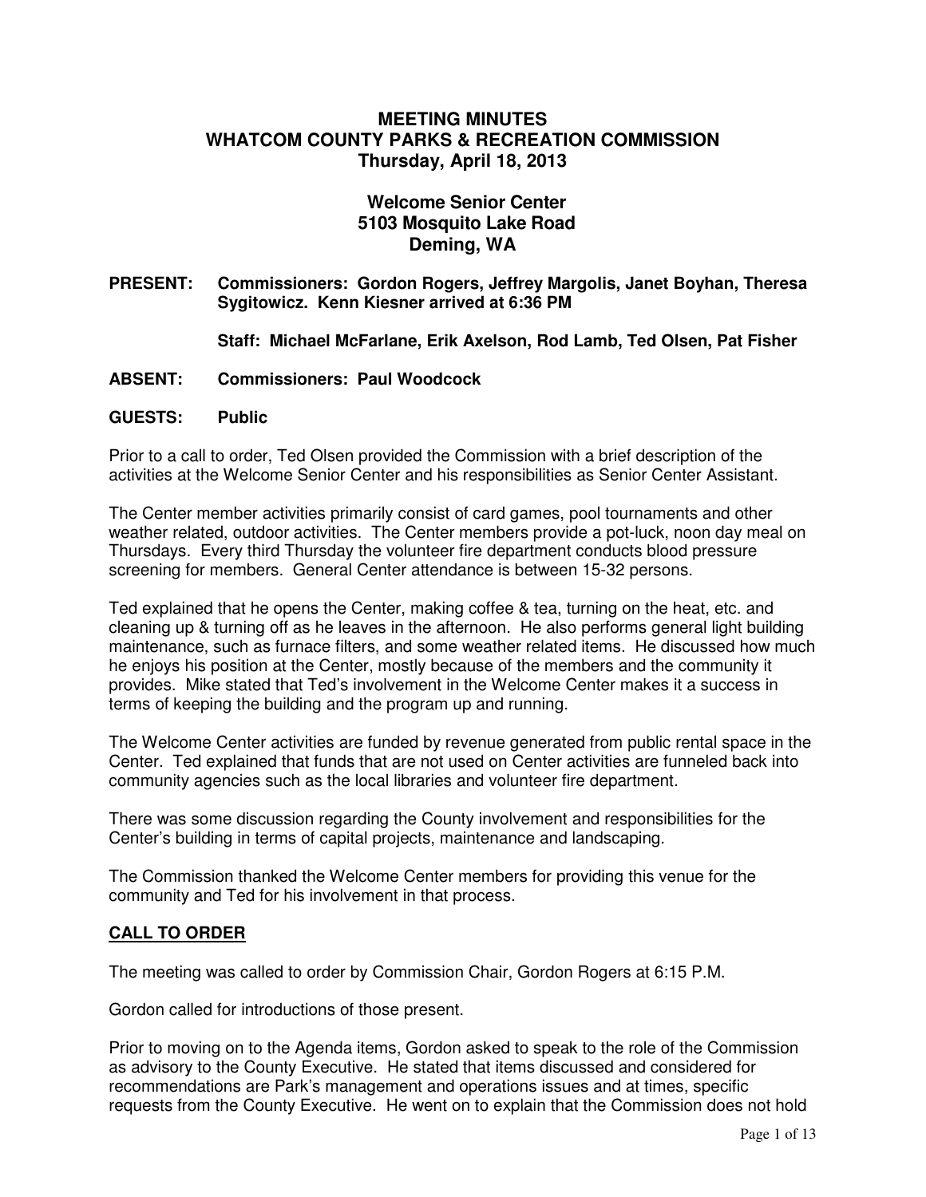# MEETING MINUTES
# WHATCOM COUNTY PARKS & RECREATION COMMISSION
# Thursday, April 18, 2013

## Welcome Senior Center
## 5103 Mosquito Lake Road
## Deming, WA

**PRESENT:** **Commissioners: Gordon Rogers, Jeffrey Margolis, Janet Boyhan, Theresa Sygitowicz. Kenn Kiesner arrived at 6:36 PM**

**Staff: Michael McFarlane, Erik Axelson, Rod Lamb, Ted Olsen, Pat Fisher**

**ABSENT:** **Commissioners: Paul Woodcock**

**GUESTS:** **Public**

Prior to a call to order, Ted Olsen provided the Commission with a brief description of the activities at the Welcome Senior Center and his responsibilities as Senior Center Assistant.

The Center member activities primarily consist of card games, pool tournaments and other weather related, outdoor activities. The Center members provide a pot-luck, noon day meal on Thursdays. Every third Thursday the volunteer fire department conducts blood pressure screening for members. General Center attendance is between 15-32 persons.

Ted explained that he opens the Center, making coffee & tea, turning on the heat, etc. and cleaning up & turning off as he leaves in the afternoon. He also performs general light building maintenance, such as furnace filters, and some weather related items. He discussed how much he enjoys his position at the Center, mostly because of the members and the community it provides. Mike stated that Ted's involvement in the Welcome Center makes it a success in terms of keeping the building and the program up and running.

The Welcome Center activities are funded by revenue generated from public rental space in the Center. Ted explained that funds that are not used on Center activities are funneled back into community agencies such as the local libraries and volunteer fire department.

There was some discussion regarding the County involvement and responsibilities for the Center's building in terms of capital projects, maintenance and landscaping.

The Commission thanked the Welcome Center members for providing this venue for the community and Ted for his involvement in that process.

## CALL TO ORDER

The meeting was called to order by Commission Chair, Gordon Rogers at 6:15 P.M.

Gordon called for introductions of those present.

Prior to moving on to the Agenda items, Gordon asked to speak to the role of the Commission as advisory to the County Executive. He stated that items discussed and considered for recommendations are Park's management and operations issues and at times, specific requests from the County Executive. He went on to explain that the Commission does not hold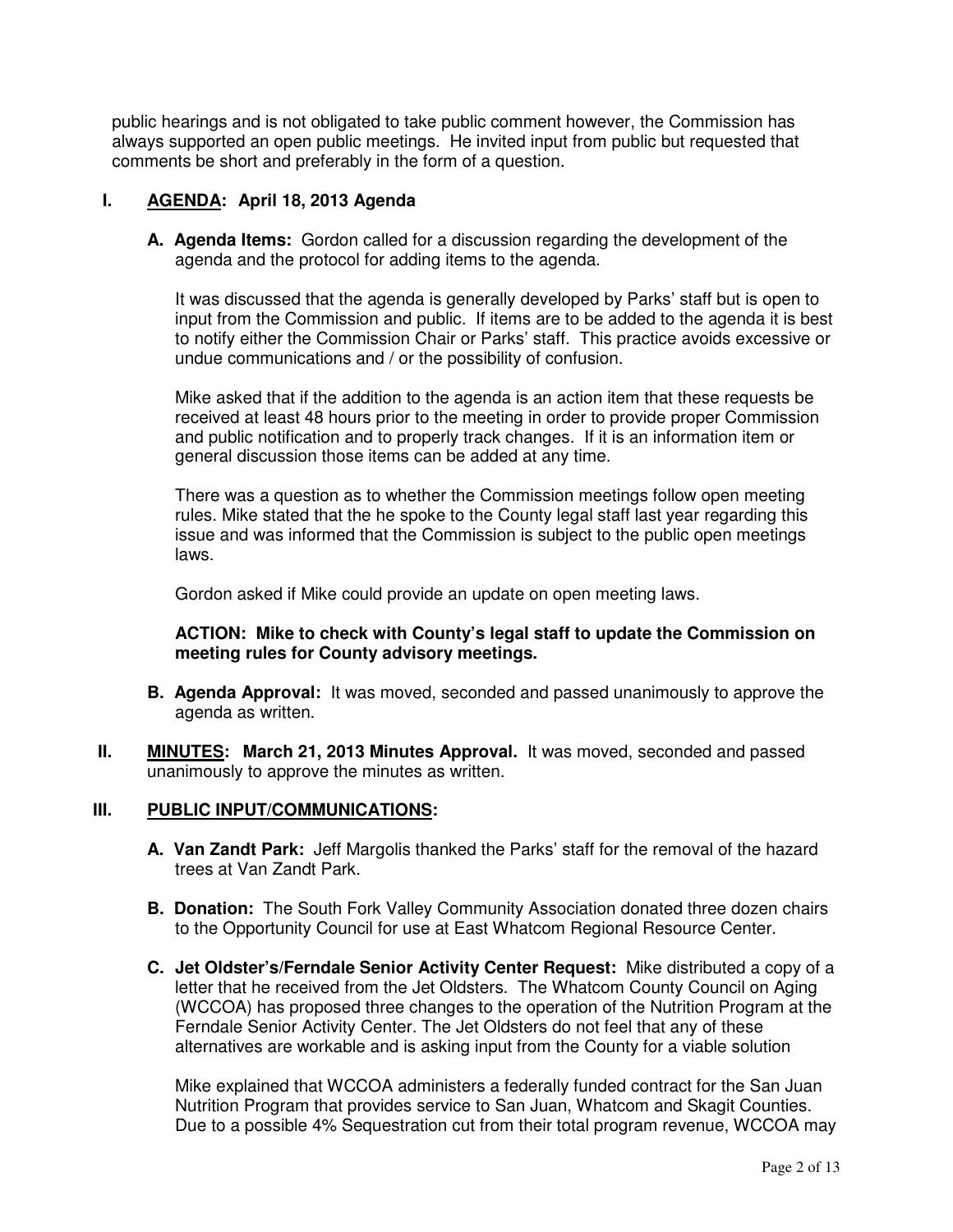public hearings and is not obligated to take public comment however, the Commission has always supported an open public meetings. He invited input from public but requested that comments be short and preferably in the form of a question.

## I. **AGENDA: April 18, 2013 Agenda**

**A. Agenda Items:** Gordon called for a discussion regarding the development of the agenda and the protocol for adding items to the agenda.

It was discussed that the agenda is generally developed by Parks' staff but is open to input from the Commission and public. If items are to be added to the agenda it is best to notify either the Commission Chair or Parks' staff. This practice avoids excessive or undue communications and / or the possibility of confusion.

Mike asked that if the addition to the agenda is an action item that these requests be received at least 48 hours prior to the meeting in order to provide proper Commission and public notification and to properly track changes. If it is an information item or general discussion those items can be added at any time.

There was a question as to whether the Commission meetings follow open meeting rules. Mike stated that the he spoke to the County legal staff last year regarding this issue and was informed that the Commission is subject to the public open meetings laws.

Gordon asked if Mike could provide an update on open meeting laws.

**ACTION: Mike to check with County's legal staff to update the Commission on meeting rules for County advisory meetings.**

**B. Agenda Approval:** It was moved, seconded and passed unanimously to approve the agenda as written.

## II. **MINUTES: March 21, 2013 Minutes Approval.** It was moved, seconded and passed unanimously to approve the minutes as written.

## III. **PUBLIC INPUT/COMMUNICATIONS:**

**A. Van Zandt Park:** Jeff Margolis thanked the Parks' staff for the removal of the hazard trees at Van Zandt Park.

**B. Donation:** The South Fork Valley Community Association donated three dozen chairs to the Opportunity Council for use at East Whatcom Regional Resource Center.

**C. Jet Oldster's/Ferndale Senior Activity Center Request:** Mike distributed a copy of a letter that he received from the Jet Oldsters. The Whatcom County Council on Aging (WCCOA) has proposed three changes to the operation of the Nutrition Program at the Ferndale Senior Activity Center. The Jet Oldsters do not feel that any of these alternatives are workable and is asking input from the County for a viable solution

Mike explained that WCCOA administers a federally funded contract for the San Juan Nutrition Program that provides service to San Juan, Whatcom and Skagit Counties. Due to a possible 4% Sequestration cut from their total program revenue, WCCOA may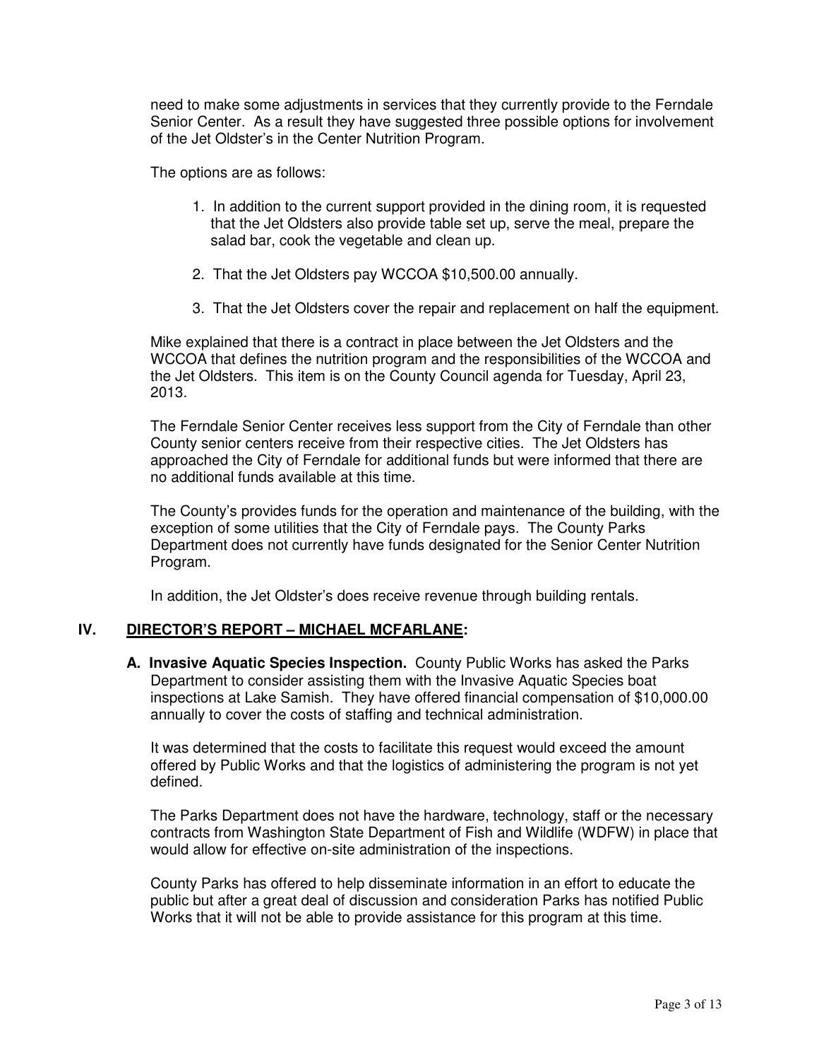need to make some adjustments in services that they currently provide to the Ferndale Senior Center. As a result they have suggested three possible options for involvement of the Jet Oldster's in the Center Nutrition Program.

The options are as follows:

1. In addition to the current support provided in the dining room, it is requested that the Jet Oldsters also provide table set up, serve the meal, prepare the salad bar, cook the vegetable and clean up.

2. That the Jet Oldsters pay WCCOA $10,500.00 annually.

3. That the Jet Oldsters cover the repair and replacement on half the equipment.

Mike explained that there is a contract in place between the Jet Oldsters and the WCCOA that defines the nutrition program and the responsibilities of the WCCOA and the Jet Oldsters. This item is on the County Council agenda for Tuesday, April 23, 2013.

The Ferndale Senior Center receives less support from the City of Ferndale than other County senior centers receive from their respective cities. The Jet Oldsters has approached the City of Ferndale for additional funds but were informed that there are no additional funds available at this time.

The County's provides funds for the operation and maintenance of the building, with the exception of some utilities that the City of Ferndale pays. The County Parks Department does not currently have funds designated for the Senior Center Nutrition Program.

In addition, the Jet Oldster's does receive revenue through building rentals.

## IV. DIRECTOR'S REPORT – MICHAEL MCFARLANE:

**A. Invasive Aquatic Species Inspection.** County Public Works has asked the Parks Department to consider assisting them with the Invasive Aquatic Species boat inspections at Lake Samish. They have offered financial compensation of $10,000.00 annually to cover the costs of staffing and technical administration.

It was determined that the costs to facilitate this request would exceed the amount offered by Public Works and that the logistics of administering the program is not yet defined.

The Parks Department does not have the hardware, technology, staff or the necessary contracts from Washington State Department of Fish and Wildlife (WDFW) in place that would allow for effective on-site administration of the inspections.

County Parks has offered to help disseminate information in an effort to educate the public but after a great deal of discussion and consideration Parks has notified Public Works that it will not be able to provide assistance for this program at this time.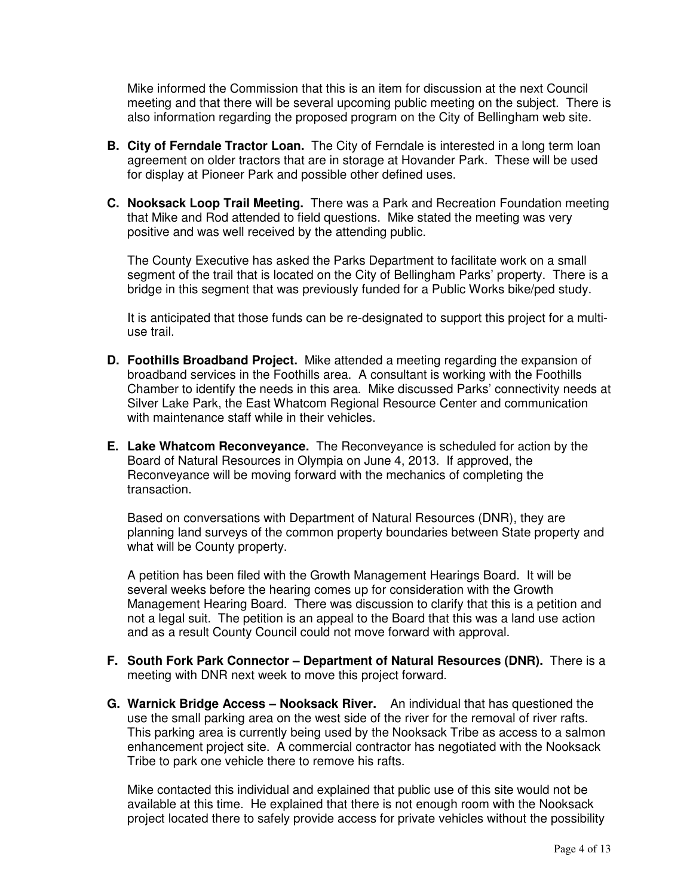Mike informed the Commission that this is an item for discussion at the next Council meeting and that there will be several upcoming public meeting on the subject. There is also information regarding the proposed program on the City of Bellingham web site.

**B. City of Ferndale Tractor Loan.** The City of Ferndale is interested in a long term loan agreement on older tractors that are in storage at Hovander Park. These will be used for display at Pioneer Park and possible other defined uses.

**C. Nooksack Loop Trail Meeting.** There was a Park and Recreation Foundation meeting that Mike and Rod attended to field questions. Mike stated the meeting was very positive and was well received by the attending public.

The County Executive has asked the Parks Department to facilitate work on a small segment of the trail that is located on the City of Bellingham Parks' property. There is a bridge in this segment that was previously funded for a Public Works bike/ped study.

It is anticipated that those funds can be re-designated to support this project for a multi-use trail.

**D. Foothills Broadband Project.** Mike attended a meeting regarding the expansion of broadband services in the Foothills area. A consultant is working with the Foothills Chamber to identify the needs in this area. Mike discussed Parks' connectivity needs at Silver Lake Park, the East Whatcom Regional Resource Center and communication with maintenance staff while in their vehicles.

**E. Lake Whatcom Reconveyance.** The Reconveyance is scheduled for action by the Board of Natural Resources in Olympia on June 4, 2013. If approved, the Reconveyance will be moving forward with the mechanics of completing the transaction.

Based on conversations with Department of Natural Resources (DNR), they are planning land surveys of the common property boundaries between State property and what will be County property.

A petition has been filed with the Growth Management Hearings Board. It will be several weeks before the hearing comes up for consideration with the Growth Management Hearing Board. There was discussion to clarify that this is a petition and not a legal suit. The petition is an appeal to the Board that this was a land use action and as a result County Council could not move forward with approval.

**F. South Fork Park Connector – Department of Natural Resources (DNR).** There is a meeting with DNR next week to move this project forward.

**G. Warnick Bridge Access – Nooksack River.** An individual that has questioned the use the small parking area on the west side of the river for the removal of river rafts. This parking area is currently being used by the Nooksack Tribe as access to a salmon enhancement project site. A commercial contractor has negotiated with the Nooksack Tribe to park one vehicle there to remove his rafts.

Mike contacted this individual and explained that public use of this site would not be available at this time. He explained that there is not enough room with the Nooksack project located there to safely provide access for private vehicles without the possibility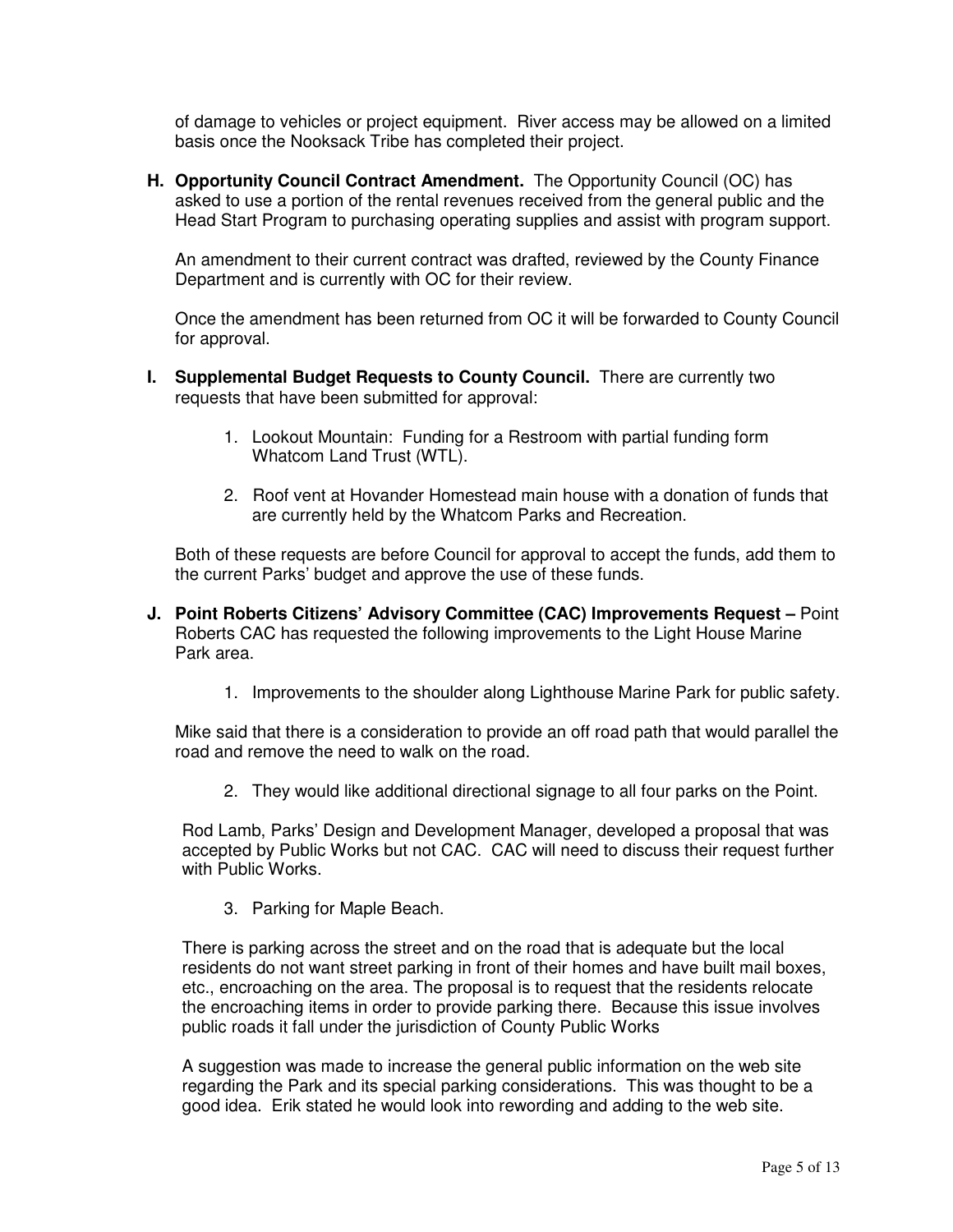of damage to vehicles or project equipment. River access may be allowed on a limited basis once the Nooksack Tribe has completed their project.

**H. Opportunity Council Contract Amendment.** The Opportunity Council (OC) has asked to use a portion of the rental revenues received from the general public and the Head Start Program to purchasing operating supplies and assist with program support.

An amendment to their current contract was drafted, reviewed by the County Finance Department and is currently with OC for their review.

Once the amendment has been returned from OC it will be forwarded to County Council for approval.

**I. Supplemental Budget Requests to County Council.** There are currently two requests that have been submitted for approval:

1. Lookout Mountain: Funding for a Restroom with partial funding form Whatcom Land Trust (WTL).

2. Roof vent at Hovander Homestead main house with a donation of funds that are currently held by the Whatcom Parks and Recreation.

Both of these requests are before Council for approval to accept the funds, add them to the current Parks' budget and approve the use of these funds.

**J. Point Roberts Citizens' Advisory Committee (CAC) Improvements Request –** Point Roberts CAC has requested the following improvements to the Light House Marine Park area.

1. Improvements to the shoulder along Lighthouse Marine Park for public safety.

Mike said that there is a consideration to provide an off road path that would parallel the road and remove the need to walk on the road.

2. They would like additional directional signage to all four parks on the Point.

Rod Lamb, Parks' Design and Development Manager, developed a proposal that was accepted by Public Works but not CAC. CAC will need to discuss their request further with Public Works.

3. Parking for Maple Beach.

There is parking across the street and on the road that is adequate but the local residents do not want street parking in front of their homes and have built mail boxes, etc., encroaching on the area. The proposal is to request that the residents relocate the encroaching items in order to provide parking there. Because this issue involves public roads it fall under the jurisdiction of County Public Works

A suggestion was made to increase the general public information on the web site regarding the Park and its special parking considerations. This was thought to be a good idea. Erik stated he would look into rewording and adding to the web site.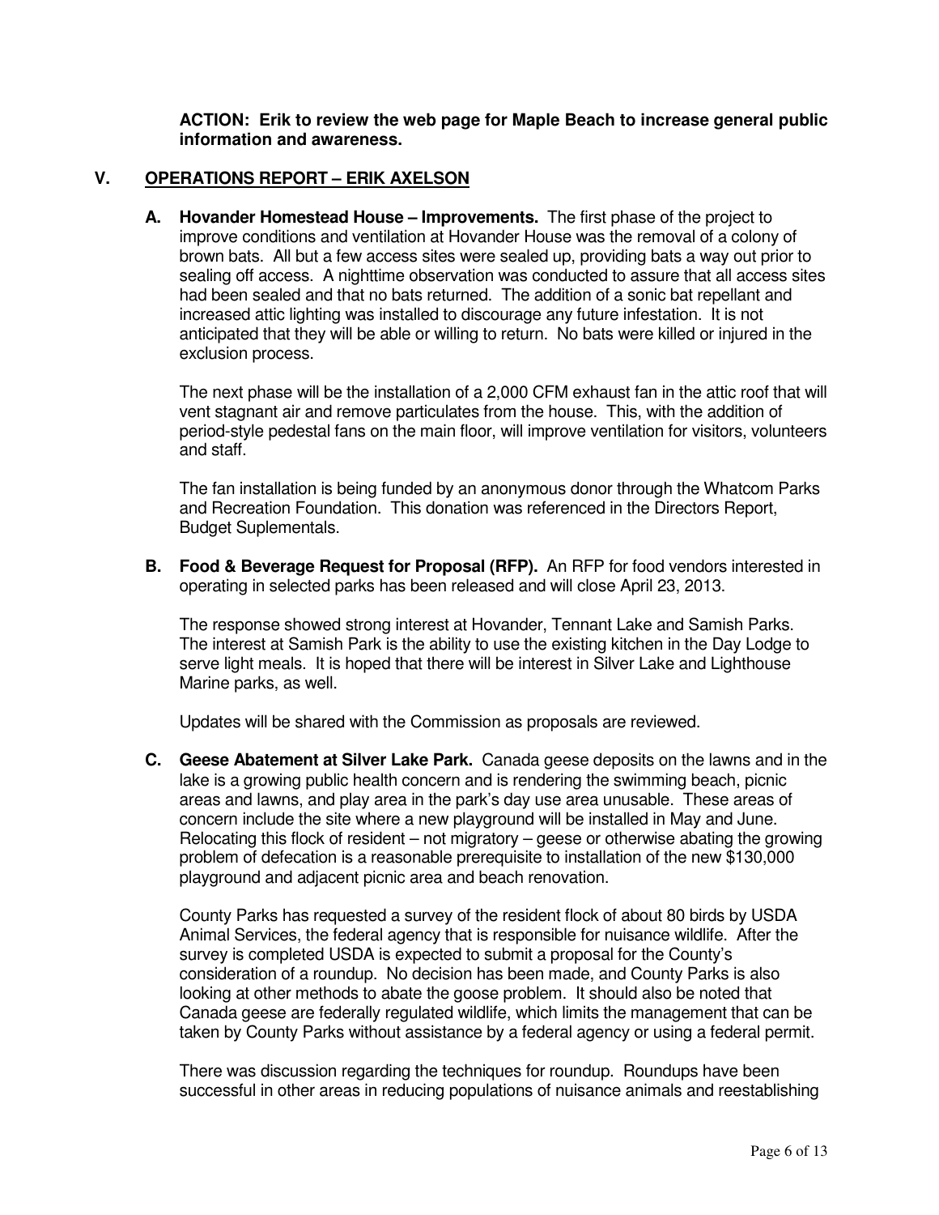**ACTION: Erik to review the web page for Maple Beach to increase general public information and awareness.**

## V. OPERATIONS REPORT – ERIK AXELSON

**A. Hovander Homestead House – Improvements.** The first phase of the project to improve conditions and ventilation at Hovander House was the removal of a colony of brown bats. All but a few access sites were sealed up, providing bats a way out prior to sealing off access. A nighttime observation was conducted to assure that all access sites had been sealed and that no bats returned. The addition of a sonic bat repellant and increased attic lighting was installed to discourage any future infestation. It is not anticipated that they will be able or willing to return. No bats were killed or injured in the exclusion process.

The next phase will be the installation of a 2,000 CFM exhaust fan in the attic roof that will vent stagnant air and remove particulates from the house. This, with the addition of period-style pedestal fans on the main floor, will improve ventilation for visitors, volunteers and staff.

The fan installation is being funded by an anonymous donor through the Whatcom Parks and Recreation Foundation. This donation was referenced in the Directors Report, Budget Suplementals.

**B. Food & Beverage Request for Proposal (RFP).** An RFP for food vendors interested in operating in selected parks has been released and will close April 23, 2013.

The response showed strong interest at Hovander, Tennant Lake and Samish Parks. The interest at Samish Park is the ability to use the existing kitchen in the Day Lodge to serve light meals. It is hoped that there will be interest in Silver Lake and Lighthouse Marine parks, as well.

Updates will be shared with the Commission as proposals are reviewed.

**C. Geese Abatement at Silver Lake Park.** Canada geese deposits on the lawns and in the lake is a growing public health concern and is rendering the swimming beach, picnic areas and lawns, and play area in the park's day use area unusable. These areas of concern include the site where a new playground will be installed in May and June. Relocating this flock of resident – not migratory – geese or otherwise abating the growing problem of defecation is a reasonable prerequisite to installation of the new $130,000 playground and adjacent picnic area and beach renovation.

County Parks has requested a survey of the resident flock of about 80 birds by USDA Animal Services, the federal agency that is responsible for nuisance wildlife. After the survey is completed USDA is expected to submit a proposal for the County's consideration of a roundup. No decision has been made, and County Parks is also looking at other methods to abate the goose problem. It should also be noted that Canada geese are federally regulated wildlife, which limits the management that can be taken by County Parks without assistance by a federal agency or using a federal permit.

There was discussion regarding the techniques for roundup. Roundups have been successful in other areas in reducing populations of nuisance animals and reestablishing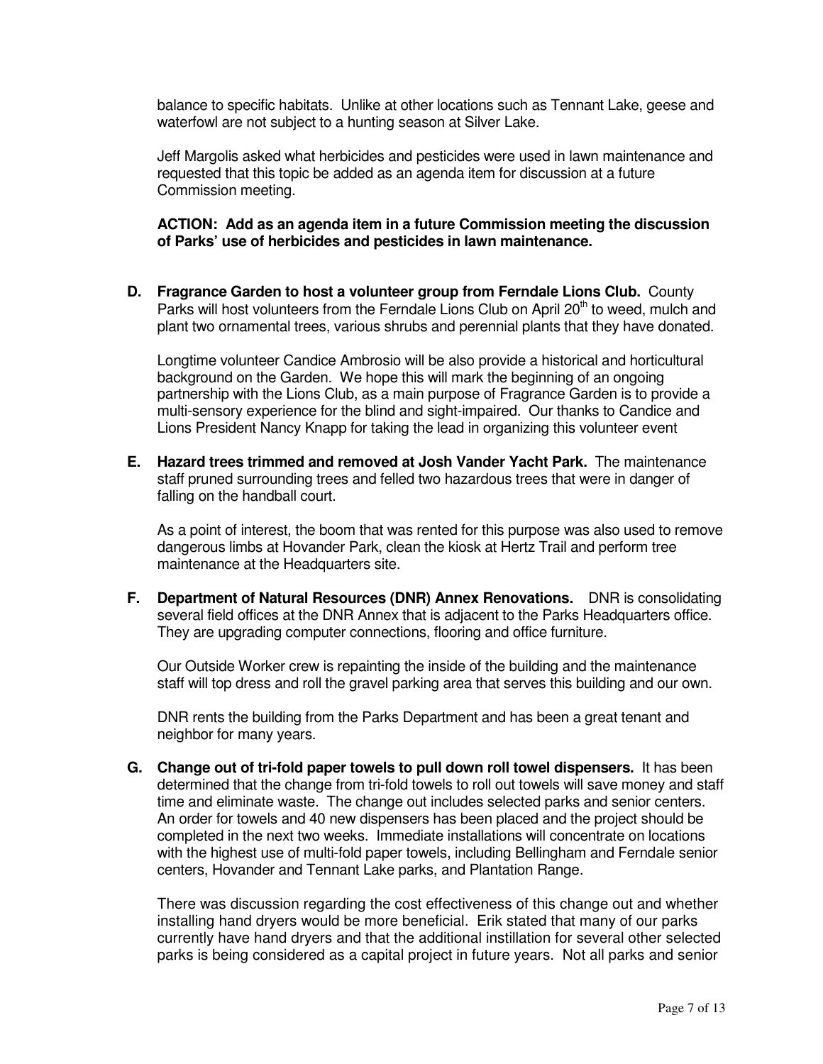balance to specific habitats. Unlike at other locations such as Tennant Lake, geese and waterfowl are not subject to a hunting season at Silver Lake.

Jeff Margolis asked what herbicides and pesticides were used in lawn maintenance and requested that this topic be added as an agenda item for discussion at a future Commission meeting.

**ACTION: Add as an agenda item in a future Commission meeting the discussion of Parks' use of herbicides and pesticides in lawn maintenance.**

**D. Fragrance Garden to host a volunteer group from Ferndale Lions Club.** County Parks will host volunteers from the Ferndale Lions Club on April 20th to weed, mulch and plant two ornamental trees, various shrubs and perennial plants that they have donated.

Longtime volunteer Candice Ambrosio will be also provide a historical and horticultural background on the Garden. We hope this will mark the beginning of an ongoing partnership with the Lions Club, as a main purpose of Fragrance Garden is to provide a multi-sensory experience for the blind and sight-impaired. Our thanks to Candice and Lions President Nancy Knapp for taking the lead in organizing this volunteer event

**E. Hazard trees trimmed and removed at Josh Vander Yacht Park.** The maintenance staff pruned surrounding trees and felled two hazardous trees that were in danger of falling on the handball court.

As a point of interest, the boom that was rented for this purpose was also used to remove dangerous limbs at Hovander Park, clean the kiosk at Hertz Trail and perform tree maintenance at the Headquarters site.

**F. Department of Natural Resources (DNR) Annex Renovations.** DNR is consolidating several field offices at the DNR Annex that is adjacent to the Parks Headquarters office. They are upgrading computer connections, flooring and office furniture.

Our Outside Worker crew is repainting the inside of the building and the maintenance staff will top dress and roll the gravel parking area that serves this building and our own.

DNR rents the building from the Parks Department and has been a great tenant and neighbor for many years.

**G. Change out of tri-fold paper towels to pull down roll towel dispensers.** It has been determined that the change from tri-fold towels to roll out towels will save money and staff time and eliminate waste. The change out includes selected parks and senior centers. An order for towels and 40 new dispensers has been placed and the project should be completed in the next two weeks. Immediate installations will concentrate on locations with the highest use of multi-fold paper towels, including Bellingham and Ferndale senior centers, Hovander and Tennant Lake parks, and Plantation Range.

There was discussion regarding the cost effectiveness of this change out and whether installing hand dryers would be more beneficial. Erik stated that many of our parks currently have hand dryers and that the additional instillation for several other selected parks is being considered as a capital project in future years. Not all parks and senior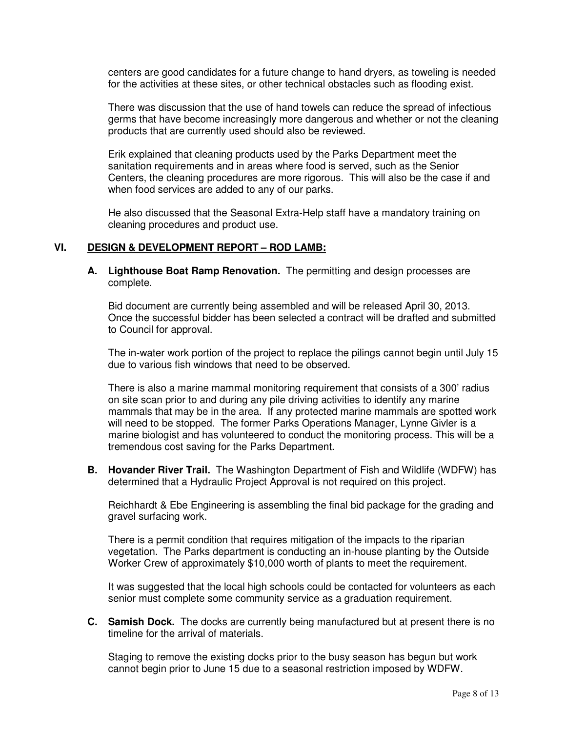centers are good candidates for a future change to hand dryers, as toweling is needed for the activities at these sites, or other technical obstacles such as flooding exist.

There was discussion that the use of hand towels can reduce the spread of infectious germs that have become increasingly more dangerous and whether or not the cleaning products that are currently used should also be reviewed.

Erik explained that cleaning products used by the Parks Department meet the sanitation requirements and in areas where food is served, such as the Senior Centers, the cleaning procedures are more rigorous. This will also be the case if and when food services are added to any of our parks.

He also discussed that the Seasonal Extra-Help staff have a mandatory training on cleaning procedures and product use.

## VI. DESIGN & DEVELOPMENT REPORT – ROD LAMB:

**A. Lighthouse Boat Ramp Renovation.** The permitting and design processes are complete.

Bid document are currently being assembled and will be released April 30, 2013. Once the successful bidder has been selected a contract will be drafted and submitted to Council for approval.

The in-water work portion of the project to replace the pilings cannot begin until July 15 due to various fish windows that need to be observed.

There is also a marine mammal monitoring requirement that consists of a 300' radius on site scan prior to and during any pile driving activities to identify any marine mammals that may be in the area. If any protected marine mammals are spotted work will need to be stopped. The former Parks Operations Manager, Lynne Givler is a marine biologist and has volunteered to conduct the monitoring process. This will be a tremendous cost saving for the Parks Department.

**B. Hovander River Trail.** The Washington Department of Fish and Wildlife (WDFW) has determined that a Hydraulic Project Approval is not required on this project.

Reichhardt & Ebe Engineering is assembling the final bid package for the grading and gravel surfacing work.

There is a permit condition that requires mitigation of the impacts to the riparian vegetation. The Parks department is conducting an in-house planting by the Outside Worker Crew of approximately $10,000 worth of plants to meet the requirement.

It was suggested that the local high schools could be contacted for volunteers as each senior must complete some community service as a graduation requirement.

**C. Samish Dock.** The docks are currently being manufactured but at present there is no timeline for the arrival of materials.

Staging to remove the existing docks prior to the busy season has begun but work cannot begin prior to June 15 due to a seasonal restriction imposed by WDFW.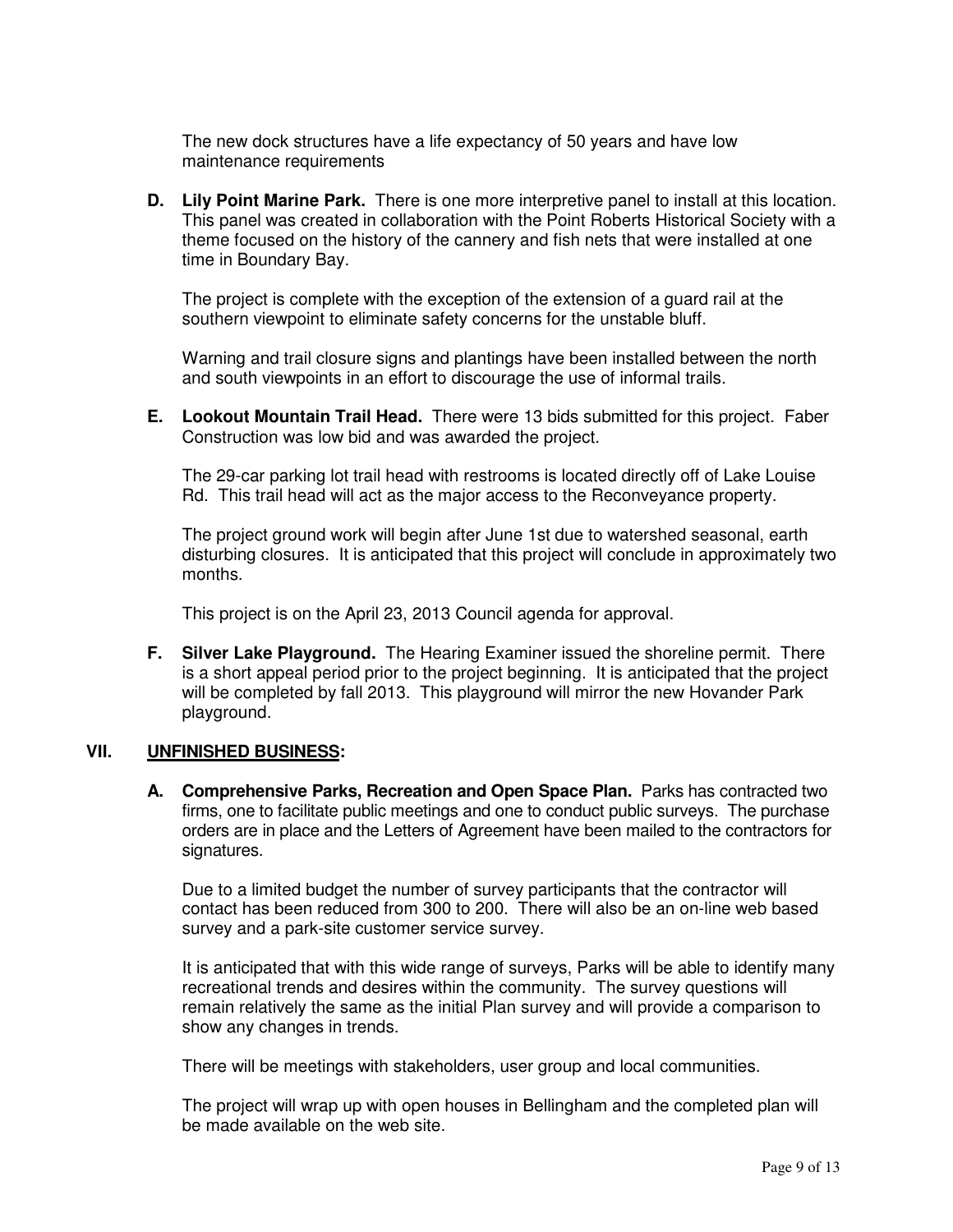The new dock structures have a life expectancy of 50 years and have low maintenance requirements

**D. Lily Point Marine Park.** There is one more interpretive panel to install at this location. This panel was created in collaboration with the Point Roberts Historical Society with a theme focused on the history of the cannery and fish nets that were installed at one time in Boundary Bay.

The project is complete with the exception of the extension of a guard rail at the southern viewpoint to eliminate safety concerns for the unstable bluff.

Warning and trail closure signs and plantings have been installed between the north and south viewpoints in an effort to discourage the use of informal trails.

**E. Lookout Mountain Trail Head.** There were 13 bids submitted for this project. Faber Construction was low bid and was awarded the project.

The 29-car parking lot trail head with restrooms is located directly off of Lake Louise Rd. This trail head will act as the major access to the Reconveyance property.

The project ground work will begin after June 1st due to watershed seasonal, earth disturbing closures. It is anticipated that this project will conclude in approximately two months.

This project is on the April 23, 2013 Council agenda for approval.

**F. Silver Lake Playground.** The Hearing Examiner issued the shoreline permit. There is a short appeal period prior to the project beginning. It is anticipated that the project will be completed by fall 2013. This playground will mirror the new Hovander Park playground.

## VII. UNFINISHED BUSINESS:

**A. Comprehensive Parks, Recreation and Open Space Plan.** Parks has contracted two firms, one to facilitate public meetings and one to conduct public surveys. The purchase orders are in place and the Letters of Agreement have been mailed to the contractors for signatures.

Due to a limited budget the number of survey participants that the contractor will contact has been reduced from 300 to 200. There will also be an on-line web based survey and a park-site customer service survey.

It is anticipated that with this wide range of surveys, Parks will be able to identify many recreational trends and desires within the community. The survey questions will remain relatively the same as the initial Plan survey and will provide a comparison to show any changes in trends.

There will be meetings with stakeholders, user group and local communities.

The project will wrap up with open houses in Bellingham and the completed plan will be made available on the web site.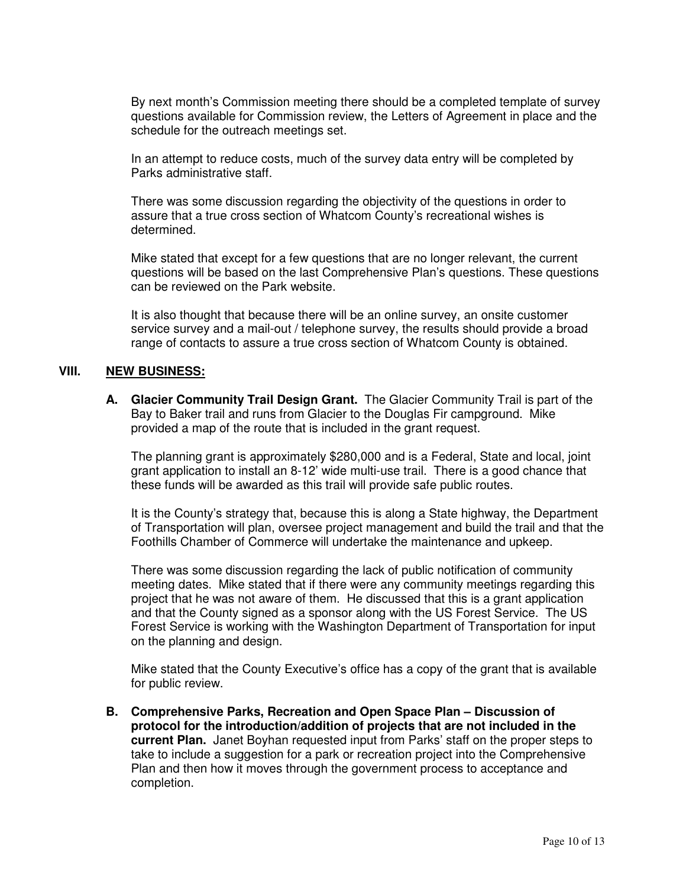By next month's Commission meeting there should be a completed template of survey questions available for Commission review, the Letters of Agreement in place and the schedule for the outreach meetings set.

In an attempt to reduce costs, much of the survey data entry will be completed by Parks administrative staff.

There was some discussion regarding the objectivity of the questions in order to assure that a true cross section of Whatcom County's recreational wishes is determined.

Mike stated that except for a few questions that are no longer relevant, the current questions will be based on the last Comprehensive Plan's questions. These questions can be reviewed on the Park website.

It is also thought that because there will be an online survey, an onsite customer service survey and a mail-out / telephone survey, the results should provide a broad range of contacts to assure a true cross section of Whatcom County is obtained.

## VIII. NEW BUSINESS:

**A. Glacier Community Trail Design Grant.** The Glacier Community Trail is part of the Bay to Baker trail and runs from Glacier to the Douglas Fir campground. Mike provided a map of the route that is included in the grant request.

The planning grant is approximately $280,000 and is a Federal, State and local, joint grant application to install an 8-12' wide multi-use trail. There is a good chance that these funds will be awarded as this trail will provide safe public routes.

It is the County's strategy that, because this is along a State highway, the Department of Transportation will plan, oversee project management and build the trail and that the Foothills Chamber of Commerce will undertake the maintenance and upkeep.

There was some discussion regarding the lack of public notification of community meeting dates. Mike stated that if there were any community meetings regarding this project that he was not aware of them. He discussed that this is a grant application and that the County signed as a sponsor along with the US Forest Service. The US Forest Service is working with the Washington Department of Transportation for input on the planning and design.

Mike stated that the County Executive's office has a copy of the grant that is available for public review.

**B. Comprehensive Parks, Recreation and Open Space Plan – Discussion of protocol for the introduction/addition of projects that are not included in the current Plan.** Janet Boyhan requested input from Parks' staff on the proper steps to take to include a suggestion for a park or recreation project into the Comprehensive Plan and then how it moves through the government process to acceptance and completion.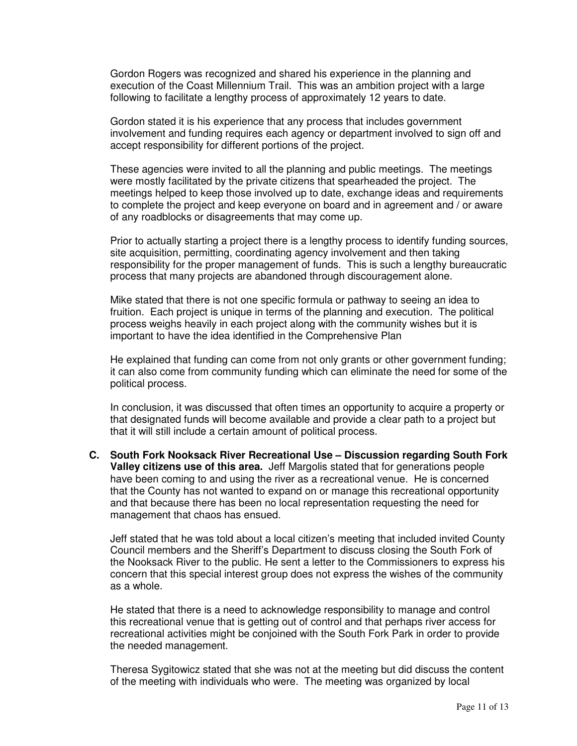Gordon Rogers was recognized and shared his experience in the planning and execution of the Coast Millennium Trail. This was an ambition project with a large following to facilitate a lengthy process of approximately 12 years to date.

Gordon stated it is his experience that any process that includes government involvement and funding requires each agency or department involved to sign off and accept responsibility for different portions of the project.

These agencies were invited to all the planning and public meetings. The meetings were mostly facilitated by the private citizens that spearheaded the project. The meetings helped to keep those involved up to date, exchange ideas and requirements to complete the project and keep everyone on board and in agreement and / or aware of any roadblocks or disagreements that may come up.

Prior to actually starting a project there is a lengthy process to identify funding sources, site acquisition, permitting, coordinating agency involvement and then taking responsibility for the proper management of funds. This is such a lengthy bureaucratic process that many projects are abandoned through discouragement alone.

Mike stated that there is not one specific formula or pathway to seeing an idea to fruition. Each project is unique in terms of the planning and execution. The political process weighs heavily in each project along with the community wishes but it is important to have the idea identified in the Comprehensive Plan

He explained that funding can come from not only grants or other government funding; it can also come from community funding which can eliminate the need for some of the political process.

In conclusion, it was discussed that often times an opportunity to acquire a property or that designated funds will become available and provide a clear path to a project but that it will still include a certain amount of political process.

**C. South Fork Nooksack River Recreational Use – Discussion regarding South Fork Valley citizens use of this area.** Jeff Margolis stated that for generations people have been coming to and using the river as a recreational venue. He is concerned that the County has not wanted to expand on or manage this recreational opportunity and that because there has been no local representation requesting the need for management that chaos has ensued.

Jeff stated that he was told about a local citizen's meeting that included invited County Council members and the Sheriff's Department to discuss closing the South Fork of the Nooksack River to the public. He sent a letter to the Commissioners to express his concern that this special interest group does not express the wishes of the community as a whole.

He stated that there is a need to acknowledge responsibility to manage and control this recreational venue that is getting out of control and that perhaps river access for recreational activities might be conjoined with the South Fork Park in order to provide the needed management.

Theresa Sygitowicz stated that she was not at the meeting but did discuss the content of the meeting with individuals who were. The meeting was organized by local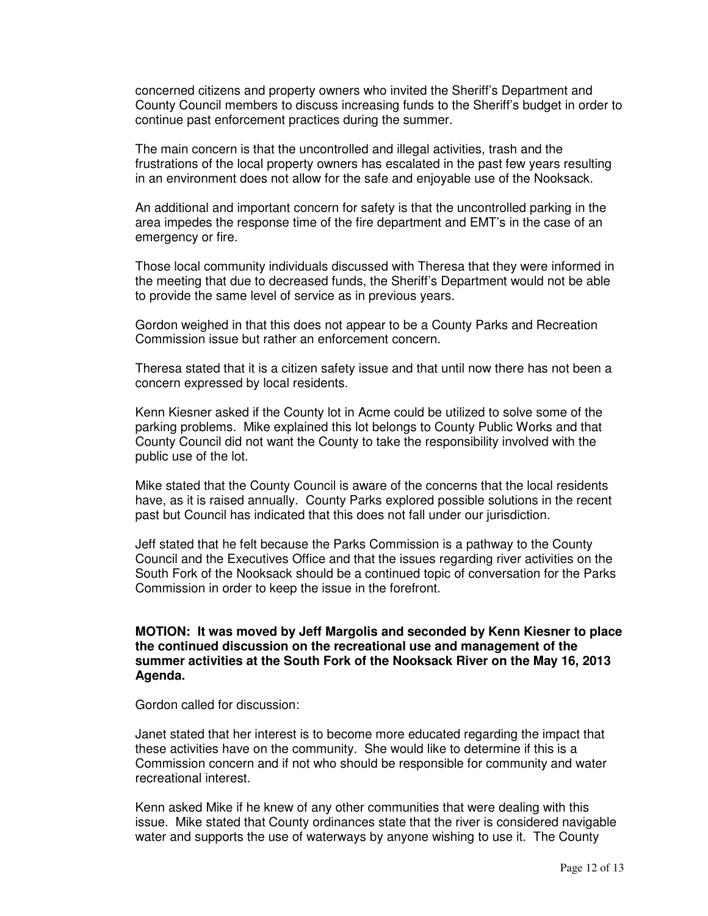concerned citizens and property owners who invited the Sheriff's Department and County Council members to discuss increasing funds to the Sheriff's budget in order to continue past enforcement practices during the summer.

The main concern is that the uncontrolled and illegal activities, trash and the frustrations of the local property owners has escalated in the past few years resulting in an environment does not allow for the safe and enjoyable use of the Nooksack.

An additional and important concern for safety is that the uncontrolled parking in the area impedes the response time of the fire department and EMT's in the case of an emergency or fire.

Those local community individuals discussed with Theresa that they were informed in the meeting that due to decreased funds, the Sheriff's Department would not be able to provide the same level of service as in previous years.

Gordon weighed in that this does not appear to be a County Parks and Recreation Commission issue but rather an enforcement concern.

Theresa stated that it is a citizen safety issue and that until now there has not been a concern expressed by local residents.

Kenn Kiesner asked if the County lot in Acme could be utilized to solve some of the parking problems. Mike explained this lot belongs to County Public Works and that County Council did not want the County to take the responsibility involved with the public use of the lot.

Mike stated that the County Council is aware of the concerns that the local residents have, as it is raised annually. County Parks explored possible solutions in the recent past but Council has indicated that this does not fall under our jurisdiction.

Jeff stated that he felt because the Parks Commission is a pathway to the County Council and the Executives Office and that the issues regarding river activities on the South Fork of the Nooksack should be a continued topic of conversation for the Parks Commission in order to keep the issue in the forefront.

**MOTION: It was moved by Jeff Margolis and seconded by Kenn Kiesner to place the continued discussion on the recreational use and management of the summer activities at the South Fork of the Nooksack River on the May 16, 2013 Agenda.**

Gordon called for discussion:

Janet stated that her interest is to become more educated regarding the impact that these activities have on the community. She would like to determine if this is a Commission concern and if not who should be responsible for community and water recreational interest.

Kenn asked Mike if he knew of any other communities that were dealing with this issue. Mike stated that County ordinances state that the river is considered navigable water and supports the use of waterways by anyone wishing to use it. The County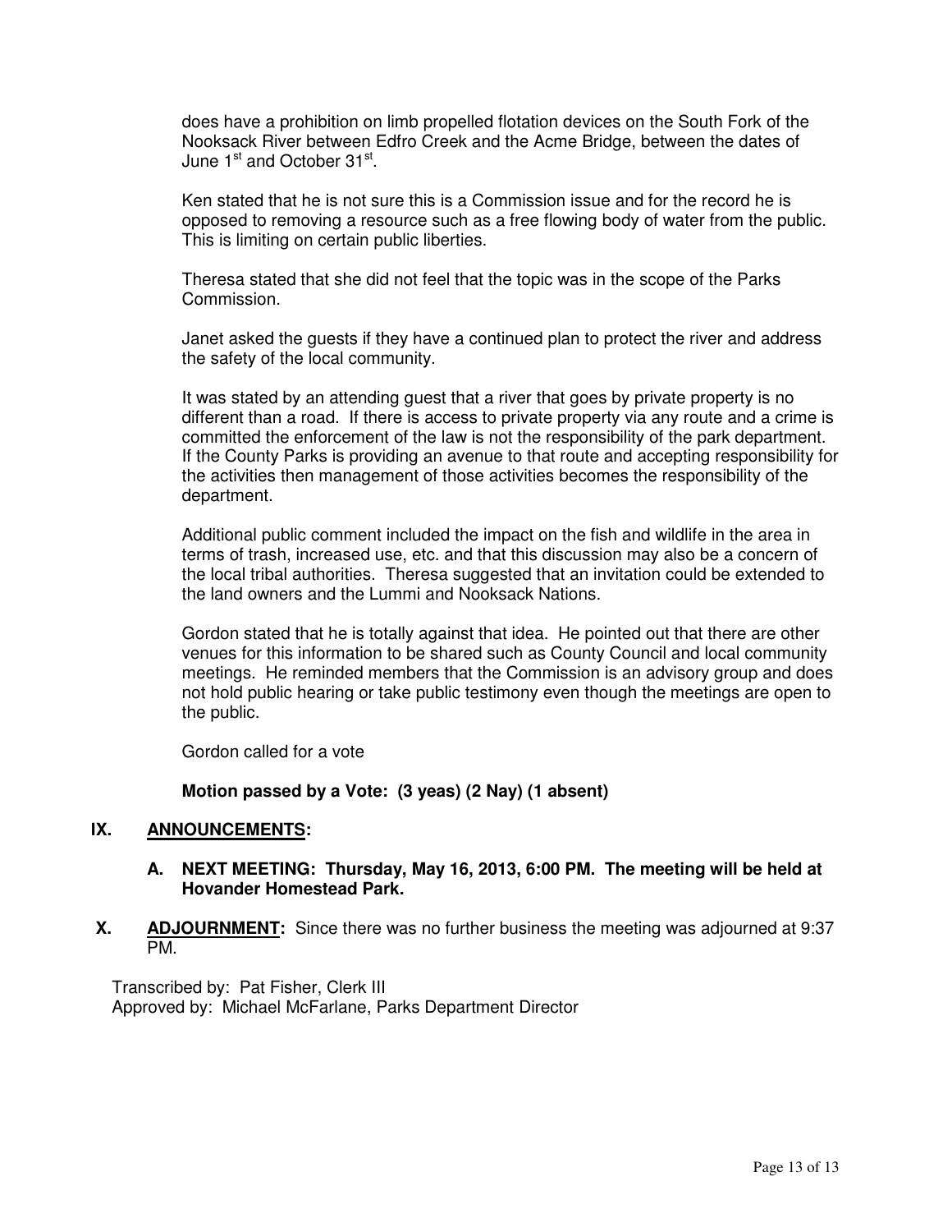does have a prohibition on limb propelled flotation devices on the South Fork of the Nooksack River between Edfro Creek and the Acme Bridge, between the dates of June 1st and October 31st.

Ken stated that he is not sure this is a Commission issue and for the record he is opposed to removing a resource such as a free flowing body of water from the public. This is limiting on certain public liberties.

Theresa stated that she did not feel that the topic was in the scope of the Parks Commission.

Janet asked the guests if they have a continued plan to protect the river and address the safety of the local community.

It was stated by an attending guest that a river that goes by private property is no different than a road. If there is access to private property via any route and a crime is committed the enforcement of the law is not the responsibility of the park department. If the County Parks is providing an avenue to that route and accepting responsibility for the activities then management of those activities becomes the responsibility of the department.

Additional public comment included the impact on the fish and wildlife in the area in terms of trash, increased use, etc. and that this discussion may also be a concern of the local tribal authorities. Theresa suggested that an invitation could be extended to the land owners and the Lummi and Nooksack Nations.

Gordon stated that he is totally against that idea. He pointed out that there are other venues for this information to be shared such as County Council and local community meetings. He reminded members that the Commission is an advisory group and does not hold public hearing or take public testimony even though the meetings are open to the public.

Gordon called for a vote

**Motion passed by a Vote: (3 yeas) (2 Nay) (1 absent)**

## IX. ANNOUNCEMENTS:

**A. NEXT MEETING: Thursday, May 16, 2013, 6:00 PM. The meeting will be held at Hovander Homestead Park.**

## X. ADJOURNMENT:

Since there was no further business the meeting was adjourned at 9:37 PM.

Transcribed by: Pat Fisher, Clerk III
Approved by: Michael McFarlane, Parks Department Director